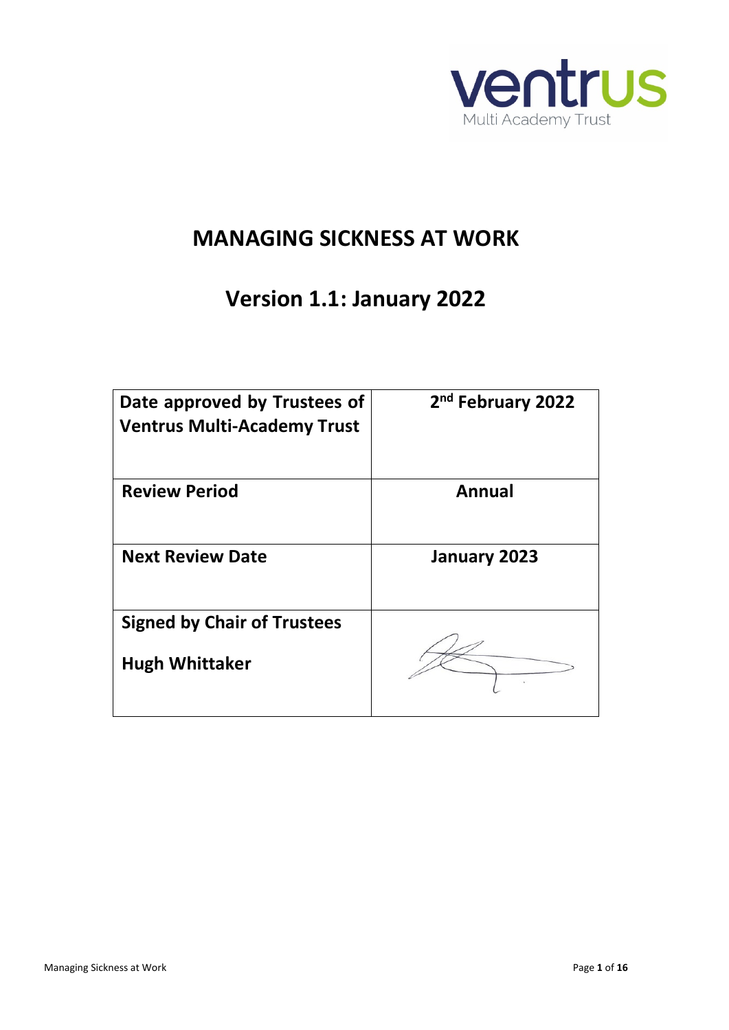ventrus
Multi Academy Trust

# MANAGING SICKNESS AT WORK

## Version 1.1: January 2022

| | |
|---|---|
| **Date approved by Trustees of Ventrus Multi-Academy Trust** | **2nd February 2022** |
| **Review Period** | **Annual** |
| **Next Review Date** | **January 2023** |
| **Signed by Chair of Trustees**<br><br>**Hugh Whittaker** | |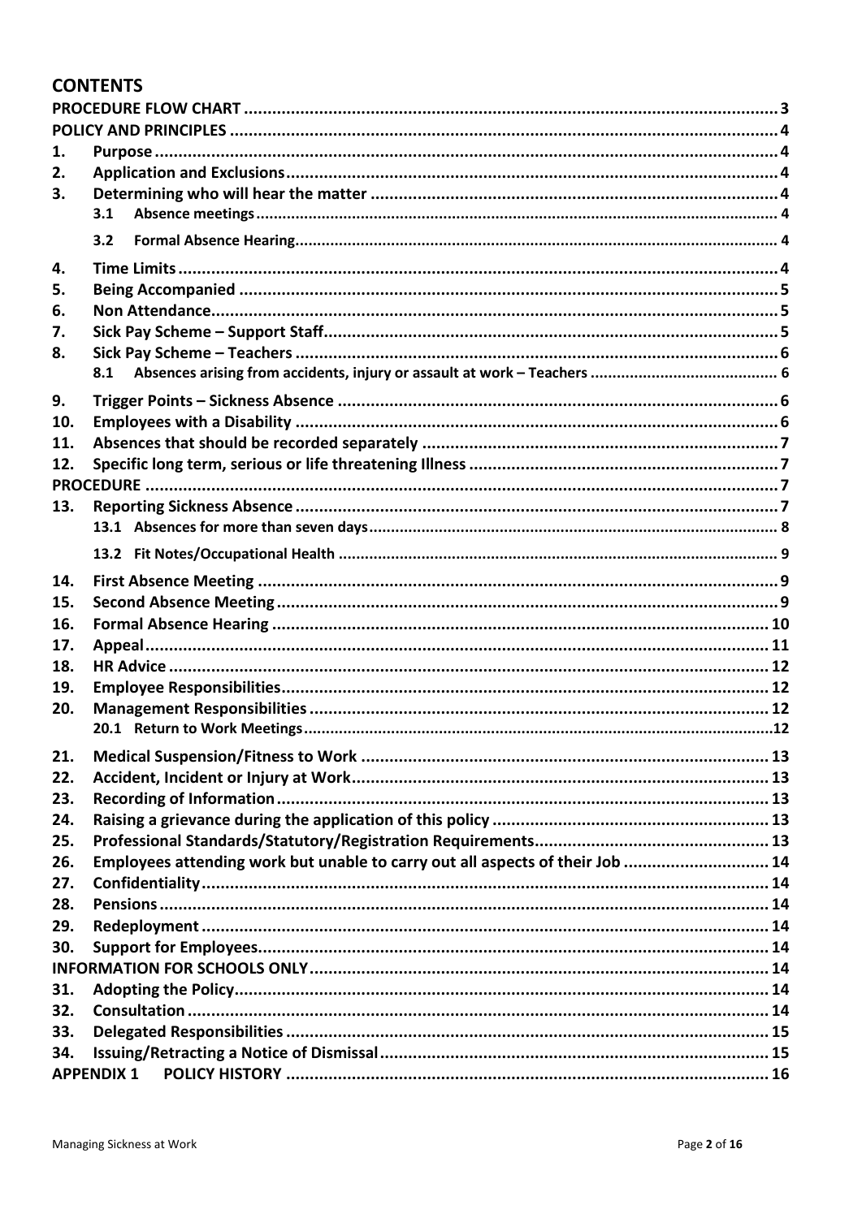# CONTENTS

PROCEDURE FLOW CHART ..... 3
POLICY AND PRINCIPLES ..... 4
1. Purpose ..... 4
2. Application and Exclusions ..... 4
3. Determining who will hear the matter ..... 4
   3.1 Absence meetings ..... 4
   3.2 Formal Absence Hearing ..... 4
4. Time Limits ..... 4
5. Being Accompanied ..... 5
6. Non Attendance ..... 5
7. Sick Pay Scheme – Support Staff ..... 5
8. Sick Pay Scheme – Teachers ..... 6
   8.1 Absences arising from accidents, injury or assault at work – Teachers ..... 6
9. Trigger Points – Sickness Absence ..... 6
10. Employees with a Disability ..... 6
11. Absences that should be recorded separately ..... 7
12. Specific long term, serious or life threatening Illness ..... 7
PROCEDURE ..... 7
13. Reporting Sickness Absence ..... 7
   13.1 Absences for more than seven days ..... 8
   13.2 Fit Notes/Occupational Health ..... 9
14. First Absence Meeting ..... 9
15. Second Absence Meeting ..... 9
16. Formal Absence Hearing ..... 10
17. Appeal ..... 11
18. HR Advice ..... 12
19. Employee Responsibilities ..... 12
20. Management Responsibilities ..... 12
   20.1 Return to Work Meetings ..... 12
21. Medical Suspension/Fitness to Work ..... 13
22. Accident, Incident or Injury at Work ..... 13
23. Recording of Information ..... 13
24. Raising a grievance during the application of this policy ..... 13
25. Professional Standards/Statutory/Registration Requirements ..... 13
26. Employees attending work but unable to carry out all aspects of their Job ..... 14
27. Confidentiality ..... 14
28. Pensions ..... 14
29. Redeployment ..... 14
30. Support for Employees ..... 14
INFORMATION FOR SCHOOLS ONLY ..... 14
31. Adopting the Policy ..... 14
32. Consultation ..... 14
33. Delegated Responsibilities ..... 15
34. Issuing/Retracting a Notice of Dismissal ..... 15
APPENDIX 1 POLICY HISTORY ..... 16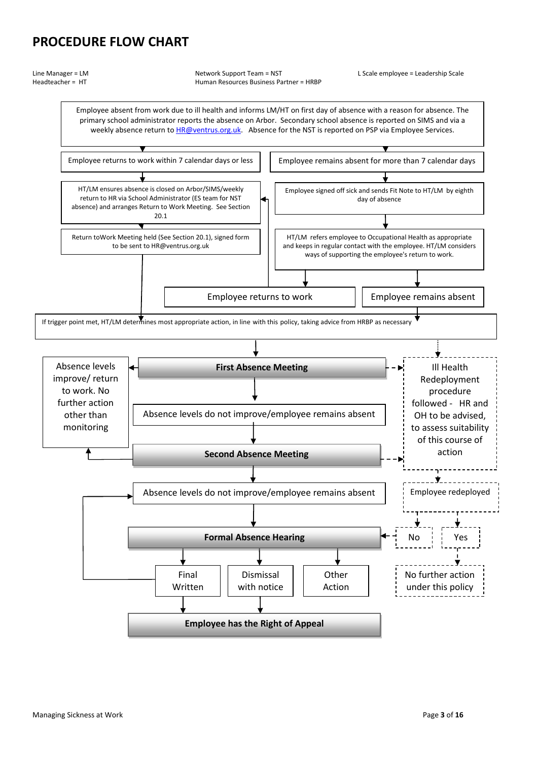# PROCEDURE FLOW CHART

Line Manager = LM
Headteacher = HT

Network Support Team = NST
Human Resources Business Partner = HRBP

L Scale employee = Leadership Scale

Employee absent from work due to ill health and informs LM/HT on first day of absence with a reason for absence. The primary school administrator reports the absence on Arbor. Secondary school absence is reported on SIMS and via a weekly absence return to HR@ventrus.org.uk. Absence for the NST is reported on PSP via Employee Services.

Employee returns to work within 7 calendar days or less

HT/LM ensures absence is closed on Arbor/SIMS/weekly return to HR via School Administrator (ES team for NST absence) and arranges Return to Work Meeting. See Section 20.1

Return toWork Meeting held (See Section 20.1), signed form to be sent to HR@ventrus.org.uk

Employee remains absent for more than 7 calendar days

Employee signed off sick and sends Fit Note to HT/LM by eighth day of absence

HT/LM refers employee to Occupational Health as appropriate and keeps in regular contact with the employee. HT/LM considers ways of supporting the employee's return to work.

Employee returns to work

Employee remains absent

If trigger point met, HT/LM determines most appropriate action, in line with this policy, taking advice from HRBP as necessary

**First Absence Meeting**

Absence levels improve/ return to work. No further action other than monitoring

Absence levels do not improve/employee remains absent

**Second Absence Meeting**

Ill Health Redeployment procedure followed - HR and OH to be advised, to assess suitability of this course of action

Absence levels do not improve/employee remains absent

Employee redeployed

No

Yes

**Formal Absence Hearing**

Final Written

Dismissal with notice

Other Action

No further action under this policy

**Employee has the Right of Appeal**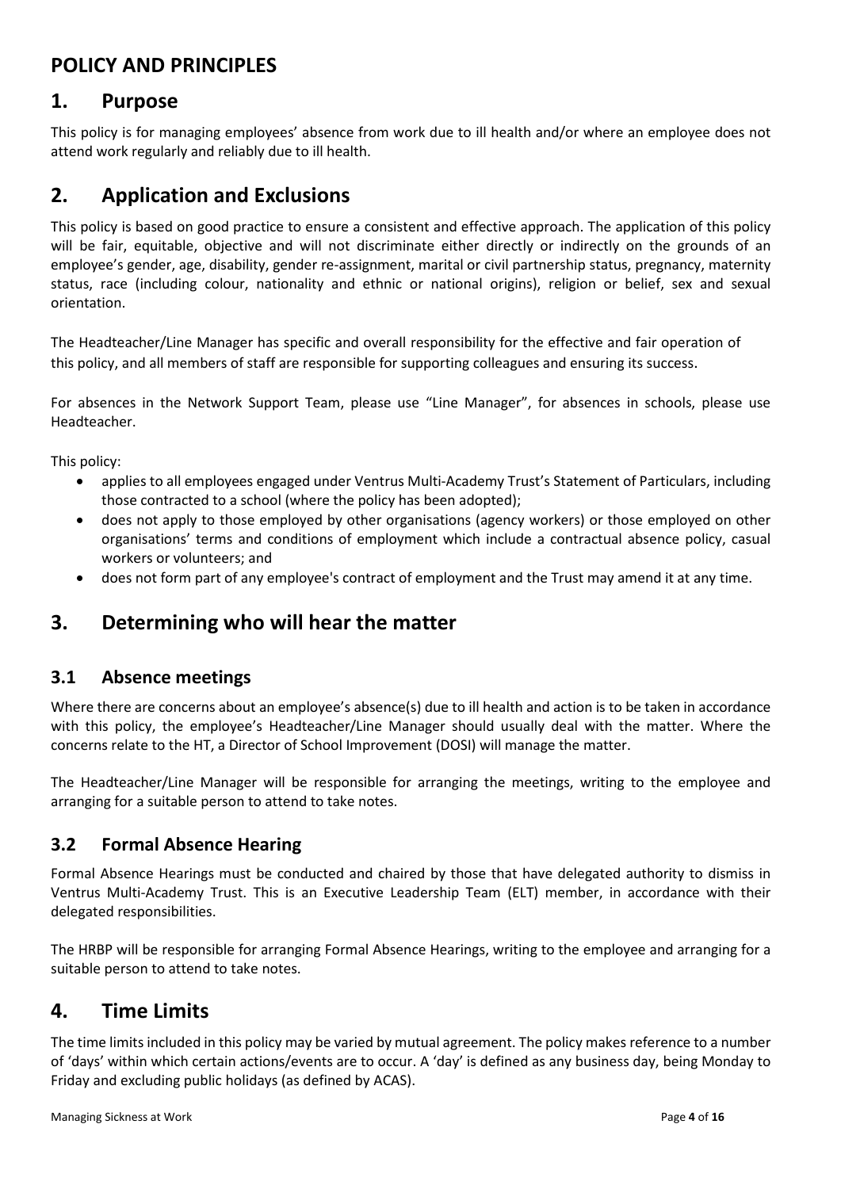# POLICY AND PRINCIPLES

## 1. Purpose

This policy is for managing employees' absence from work due to ill health and/or where an employee does not attend work regularly and reliably due to ill health.

## 2. Application and Exclusions

This policy is based on good practice to ensure a consistent and effective approach. The application of this policy will be fair, equitable, objective and will not discriminate either directly or indirectly on the grounds of an employee's gender, age, disability, gender re-assignment, marital or civil partnership status, pregnancy, maternity status, race (including colour, nationality and ethnic or national origins), religion or belief, sex and sexual orientation.

The Headteacher/Line Manager has specific and overall responsibility for the effective and fair operation of this policy, and all members of staff are responsible for supporting colleagues and ensuring its success.

For absences in the Network Support Team, please use "Line Manager", for absences in schools, please use Headteacher.

This policy:

- applies to all employees engaged under Ventrus Multi-Academy Trust's Statement of Particulars, including those contracted to a school (where the policy has been adopted);
- does not apply to those employed by other organisations (agency workers) or those employed on other organisations' terms and conditions of employment which include a contractual absence policy, casual workers or volunteers; and
- does not form part of any employee's contract of employment and the Trust may amend it at any time.

## 3. Determining who will hear the matter

### 3.1 Absence meetings

Where there are concerns about an employee's absence(s) due to ill health and action is to be taken in accordance with this policy, the employee's Headteacher/Line Manager should usually deal with the matter. Where the concerns relate to the HT, a Director of School Improvement (DOSI) will manage the matter.

The Headteacher/Line Manager will be responsible for arranging the meetings, writing to the employee and arranging for a suitable person to attend to take notes.

### 3.2 Formal Absence Hearing

Formal Absence Hearings must be conducted and chaired by those that have delegated authority to dismiss in Ventrus Multi-Academy Trust. This is an Executive Leadership Team (ELT) member, in accordance with their delegated responsibilities.

The HRBP will be responsible for arranging Formal Absence Hearings, writing to the employee and arranging for a suitable person to attend to take notes.

## 4. Time Limits

The time limits included in this policy may be varied by mutual agreement. The policy makes reference to a number of 'days' within which certain actions/events are to occur. A 'day' is defined as any business day, being Monday to Friday and excluding public holidays (as defined by ACAS).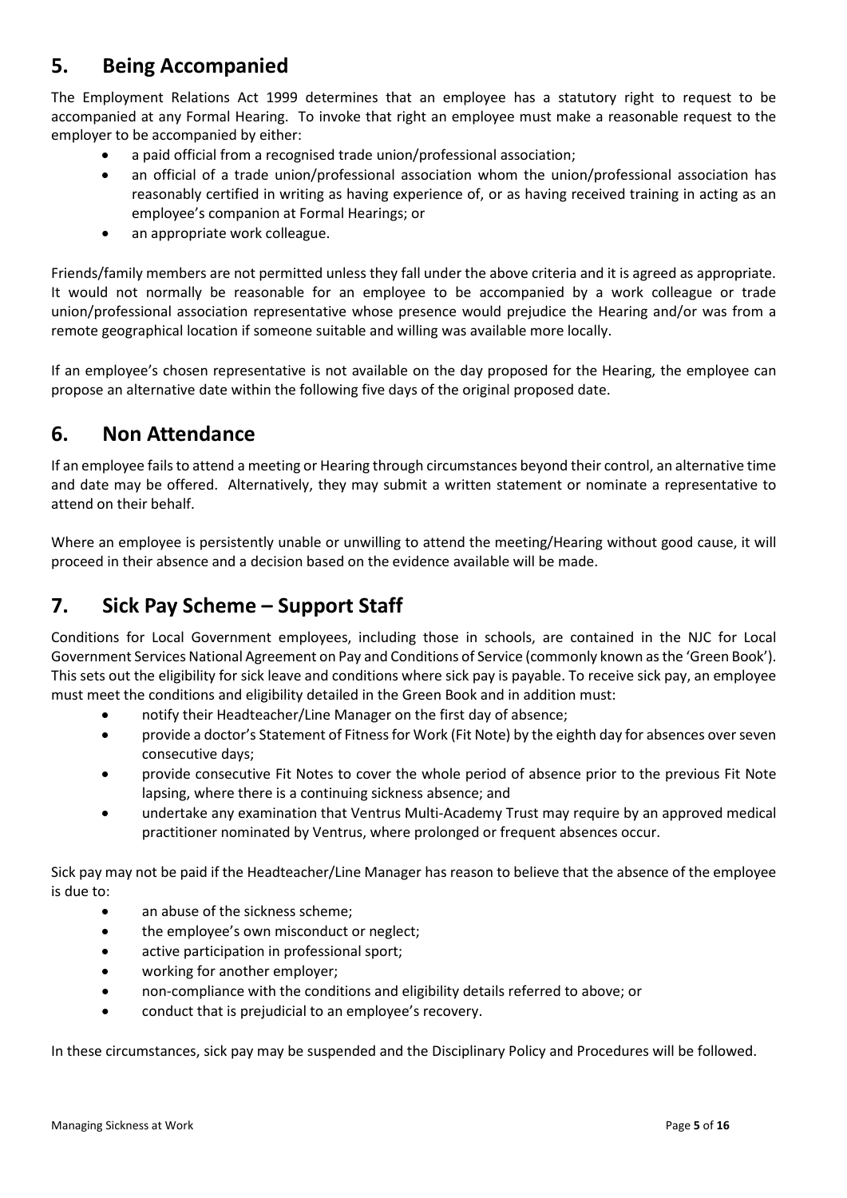## 5. Being Accompanied

The Employment Relations Act 1999 determines that an employee has a statutory right to request to be accompanied at any Formal Hearing. To invoke that right an employee must make a reasonable request to the employer to be accompanied by either:

- a paid official from a recognised trade union/professional association;
- an official of a trade union/professional association whom the union/professional association has reasonably certified in writing as having experience of, or as having received training in acting as an employee's companion at Formal Hearings; or
- an appropriate work colleague.

Friends/family members are not permitted unless they fall under the above criteria and it is agreed as appropriate. It would not normally be reasonable for an employee to be accompanied by a work colleague or trade union/professional association representative whose presence would prejudice the Hearing and/or was from a remote geographical location if someone suitable and willing was available more locally.

If an employee's chosen representative is not available on the day proposed for the Hearing, the employee can propose an alternative date within the following five days of the original proposed date.

## 6. Non Attendance

If an employee fails to attend a meeting or Hearing through circumstances beyond their control, an alternative time and date may be offered. Alternatively, they may submit a written statement or nominate a representative to attend on their behalf.

Where an employee is persistently unable or unwilling to attend the meeting/Hearing without good cause, it will proceed in their absence and a decision based on the evidence available will be made.

## 7. Sick Pay Scheme – Support Staff

Conditions for Local Government employees, including those in schools, are contained in the NJC for Local Government Services National Agreement on Pay and Conditions of Service (commonly known as the 'Green Book'). This sets out the eligibility for sick leave and conditions where sick pay is payable. To receive sick pay, an employee must meet the conditions and eligibility detailed in the Green Book and in addition must:

- notify their Headteacher/Line Manager on the first day of absence;
- provide a doctor's Statement of Fitness for Work (Fit Note) by the eighth day for absences over seven consecutive days;
- provide consecutive Fit Notes to cover the whole period of absence prior to the previous Fit Note lapsing, where there is a continuing sickness absence; and
- undertake any examination that Ventrus Multi-Academy Trust may require by an approved medical practitioner nominated by Ventrus, where prolonged or frequent absences occur.

Sick pay may not be paid if the Headteacher/Line Manager has reason to believe that the absence of the employee is due to:

- an abuse of the sickness scheme;
- the employee's own misconduct or neglect;
- active participation in professional sport;
- working for another employer;
- non-compliance with the conditions and eligibility details referred to above; or
- conduct that is prejudicial to an employee's recovery.

In these circumstances, sick pay may be suspended and the Disciplinary Policy and Procedures will be followed.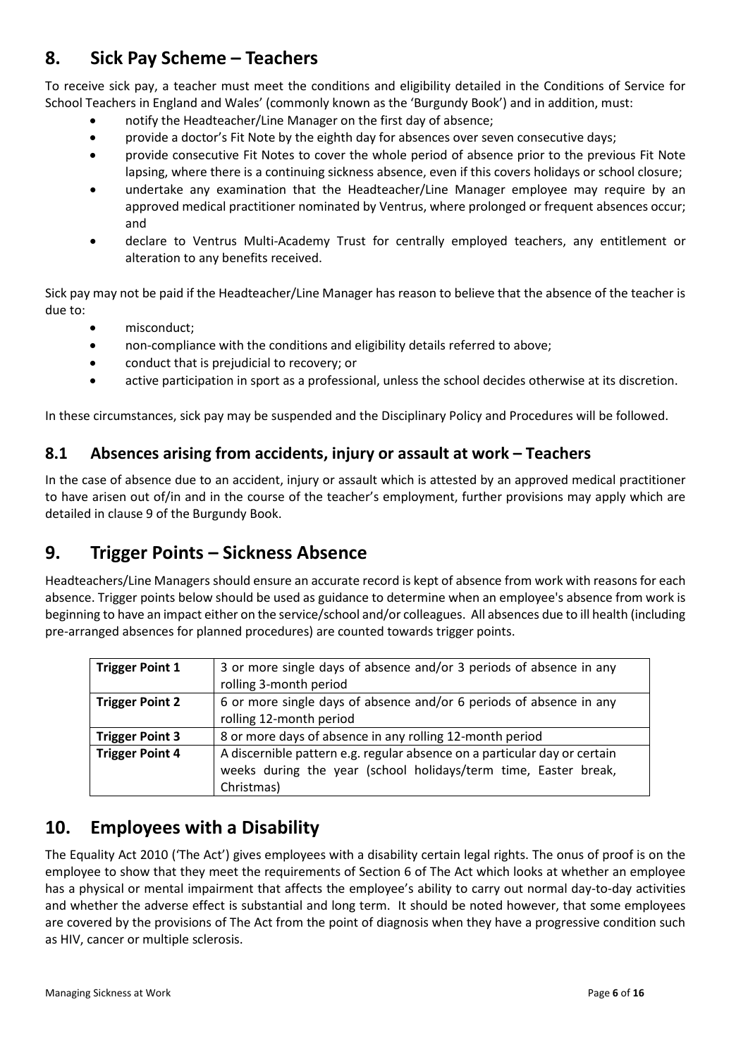## 8. Sick Pay Scheme – Teachers

To receive sick pay, a teacher must meet the conditions and eligibility detailed in the Conditions of Service for School Teachers in England and Wales' (commonly known as the 'Burgundy Book') and in addition, must:

- notify the Headteacher/Line Manager on the first day of absence;
- provide a doctor's Fit Note by the eighth day for absences over seven consecutive days;
- provide consecutive Fit Notes to cover the whole period of absence prior to the previous Fit Note lapsing, where there is a continuing sickness absence, even if this covers holidays or school closure;
- undertake any examination that the Headteacher/Line Manager employee may require by an approved medical practitioner nominated by Ventrus, where prolonged or frequent absences occur; and
- declare to Ventrus Multi-Academy Trust for centrally employed teachers, any entitlement or alteration to any benefits received.

Sick pay may not be paid if the Headteacher/Line Manager has reason to believe that the absence of the teacher is due to:

- misconduct;
- non-compliance with the conditions and eligibility details referred to above;
- conduct that is prejudicial to recovery; or
- active participation in sport as a professional, unless the school decides otherwise at its discretion.

In these circumstances, sick pay may be suspended and the Disciplinary Policy and Procedures will be followed.

### 8.1 Absences arising from accidents, injury or assault at work – Teachers

In the case of absence due to an accident, injury or assault which is attested by an approved medical practitioner to have arisen out of/in and in the course of the teacher's employment, further provisions may apply which are detailed in clause 9 of the Burgundy Book.

## 9. Trigger Points – Sickness Absence

Headteachers/Line Managers should ensure an accurate record is kept of absence from work with reasons for each absence. Trigger points below should be used as guidance to determine when an employee's absence from work is beginning to have an impact either on the service/school and/or colleagues. All absences due to ill health (including pre-arranged absences for planned procedures) are counted towards trigger points.

| **Trigger Point 1** | 3 or more single days of absence and/or 3 periods of absence in any rolling 3-month period |
|---|---|
| **Trigger Point 2** | 6 or more single days of absence and/or 6 periods of absence in any rolling 12-month period |
| **Trigger Point 3** | 8 or more days of absence in any rolling 12-month period |
| **Trigger Point 4** | A discernible pattern e.g. regular absence on a particular day or certain weeks during the year (school holidays/term time, Easter break, Christmas) |

## 10. Employees with a Disability

The Equality Act 2010 ('The Act') gives employees with a disability certain legal rights. The onus of proof is on the employee to show that they meet the requirements of Section 6 of The Act which looks at whether an employee has a physical or mental impairment that affects the employee's ability to carry out normal day-to-day activities and whether the adverse effect is substantial and long term. It should be noted however, that some employees are covered by the provisions of The Act from the point of diagnosis when they have a progressive condition such as HIV, cancer or multiple sclerosis.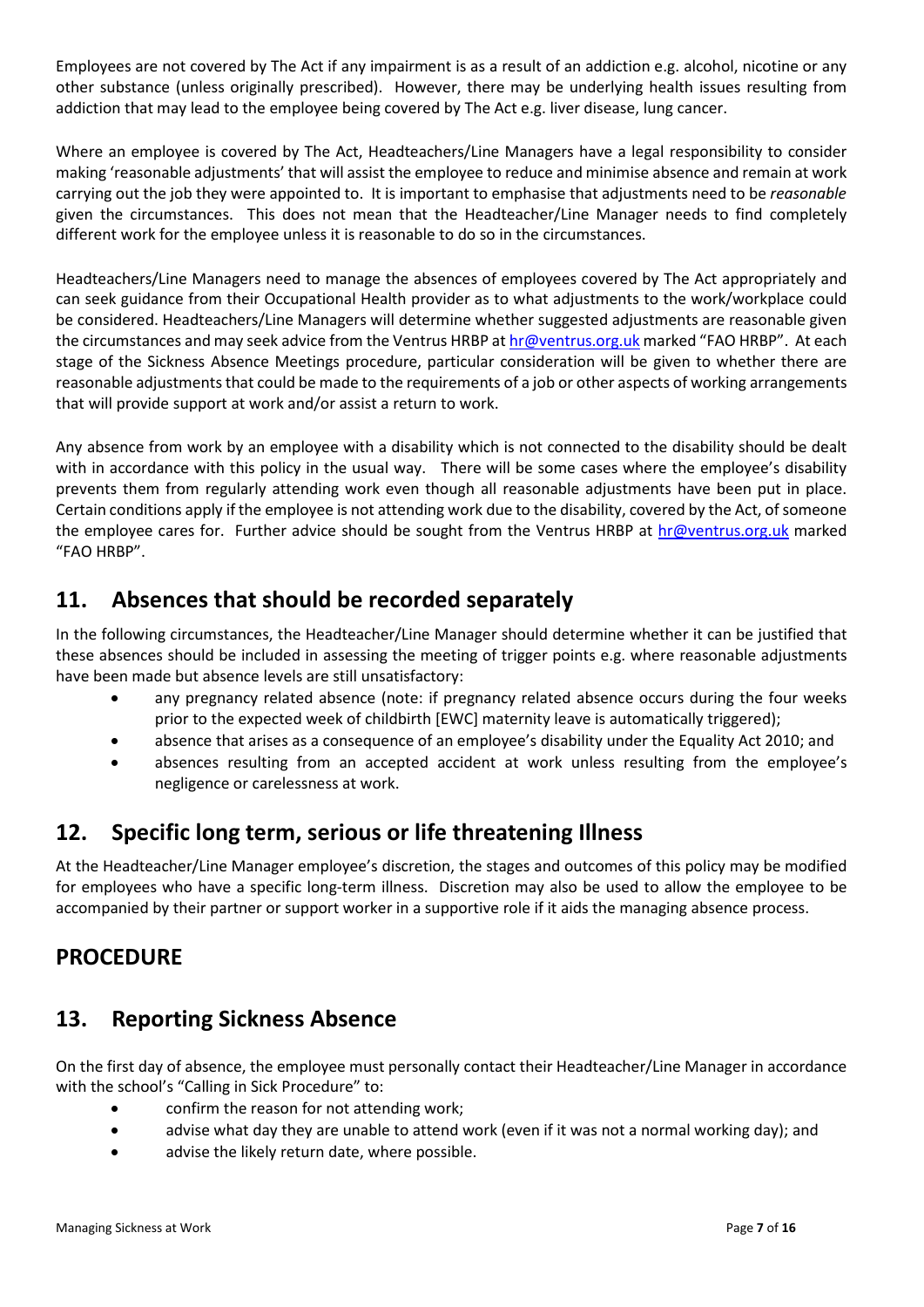Employees are not covered by The Act if any impairment is as a result of an addiction e.g. alcohol, nicotine or any other substance (unless originally prescribed). However, there may be underlying health issues resulting from addiction that may lead to the employee being covered by The Act e.g. liver disease, lung cancer.

Where an employee is covered by The Act, Headteachers/Line Managers have a legal responsibility to consider making 'reasonable adjustments' that will assist the employee to reduce and minimise absence and remain at work carrying out the job they were appointed to. It is important to emphasise that adjustments need to be *reasonable* given the circumstances. This does not mean that the Headteacher/Line Manager needs to find completely different work for the employee unless it is reasonable to do so in the circumstances.

Headteachers/Line Managers need to manage the absences of employees covered by The Act appropriately and can seek guidance from their Occupational Health provider as to what adjustments to the work/workplace could be considered. Headteachers/Line Managers will determine whether suggested adjustments are reasonable given the circumstances and may seek advice from the Ventrus HRBP at hr@ventrus.org.uk marked "FAO HRBP". At each stage of the Sickness Absence Meetings procedure, particular consideration will be given to whether there are reasonable adjustments that could be made to the requirements of a job or other aspects of working arrangements that will provide support at work and/or assist a return to work.

Any absence from work by an employee with a disability which is not connected to the disability should be dealt with in accordance with this policy in the usual way. There will be some cases where the employee's disability prevents them from regularly attending work even though all reasonable adjustments have been put in place. Certain conditions apply if the employee is not attending work due to the disability, covered by the Act, of someone the employee cares for. Further advice should be sought from the Ventrus HRBP at hr@ventrus.org.uk marked "FAO HRBP".

## 11. Absences that should be recorded separately

In the following circumstances, the Headteacher/Line Manager should determine whether it can be justified that these absences should be included in assessing the meeting of trigger points e.g. where reasonable adjustments have been made but absence levels are still unsatisfactory:

- any pregnancy related absence (note: if pregnancy related absence occurs during the four weeks prior to the expected week of childbirth [EWC] maternity leave is automatically triggered);
- absence that arises as a consequence of an employee's disability under the Equality Act 2010; and
- absences resulting from an accepted accident at work unless resulting from the employee's negligence or carelessness at work.

## 12. Specific long term, serious or life threatening Illness

At the Headteacher/Line Manager employee's discretion, the stages and outcomes of this policy may be modified for employees who have a specific long-term illness. Discretion may also be used to allow the employee to be accompanied by their partner or support worker in a supportive role if it aids the managing absence process.

# PROCEDURE

## 13. Reporting Sickness Absence

On the first day of absence, the employee must personally contact their Headteacher/Line Manager in accordance with the school's "Calling in Sick Procedure" to:

- confirm the reason for not attending work;
- advise what day they are unable to attend work (even if it was not a normal working day); and
- advise the likely return date, where possible.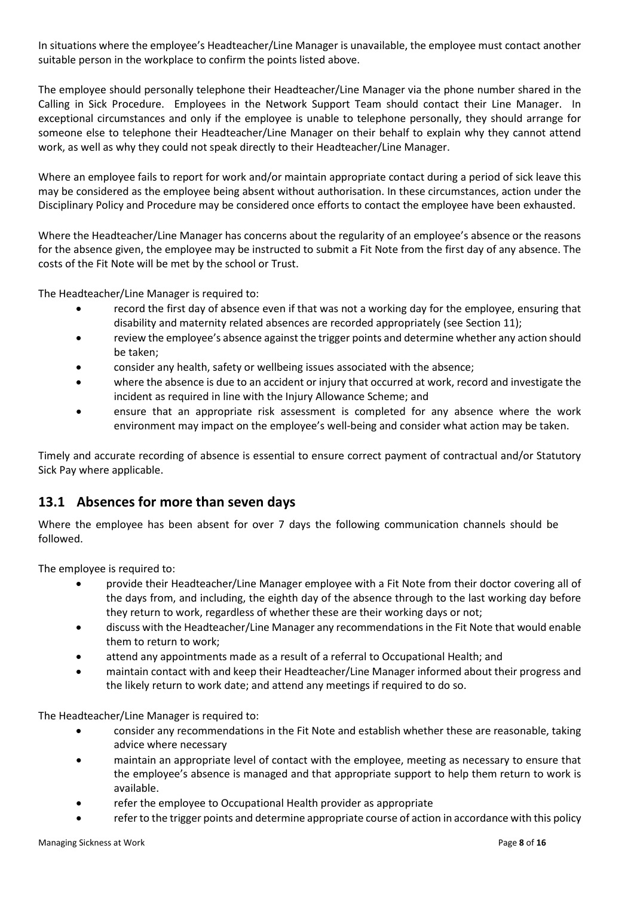In situations where the employee's Headteacher/Line Manager is unavailable, the employee must contact another suitable person in the workplace to confirm the points listed above.

The employee should personally telephone their Headteacher/Line Manager via the phone number shared in the Calling in Sick Procedure. Employees in the Network Support Team should contact their Line Manager. In exceptional circumstances and only if the employee is unable to telephone personally, they should arrange for someone else to telephone their Headteacher/Line Manager on their behalf to explain why they cannot attend work, as well as why they could not speak directly to their Headteacher/Line Manager.

Where an employee fails to report for work and/or maintain appropriate contact during a period of sick leave this may be considered as the employee being absent without authorisation. In these circumstances, action under the Disciplinary Policy and Procedure may be considered once efforts to contact the employee have been exhausted.

Where the Headteacher/Line Manager has concerns about the regularity of an employee's absence or the reasons for the absence given, the employee may be instructed to submit a Fit Note from the first day of any absence. The costs of the Fit Note will be met by the school or Trust.

The Headteacher/Line Manager is required to:

- record the first day of absence even if that was not a working day for the employee, ensuring that disability and maternity related absences are recorded appropriately (see Section 11);
- review the employee's absence against the trigger points and determine whether any action should be taken;
- consider any health, safety or wellbeing issues associated with the absence;
- where the absence is due to an accident or injury that occurred at work, record and investigate the incident as required in line with the Injury Allowance Scheme; and
- ensure that an appropriate risk assessment is completed for any absence where the work environment may impact on the employee's well-being and consider what action may be taken.

Timely and accurate recording of absence is essential to ensure correct payment of contractual and/or Statutory Sick Pay where applicable.

## 13.1 Absences for more than seven days

Where the employee has been absent for over 7 days the following communication channels should be followed.

The employee is required to:

- provide their Headteacher/Line Manager employee with a Fit Note from their doctor covering all of the days from, and including, the eighth day of the absence through to the last working day before they return to work, regardless of whether these are their working days or not;
- discuss with the Headteacher/Line Manager any recommendations in the Fit Note that would enable them to return to work;
- attend any appointments made as a result of a referral to Occupational Health; and
- maintain contact with and keep their Headteacher/Line Manager informed about their progress and the likely return to work date; and attend any meetings if required to do so.

The Headteacher/Line Manager is required to:

- consider any recommendations in the Fit Note and establish whether these are reasonable, taking advice where necessary
- maintain an appropriate level of contact with the employee, meeting as necessary to ensure that the employee's absence is managed and that appropriate support to help them return to work is available.
- refer the employee to Occupational Health provider as appropriate
- refer to the trigger points and determine appropriate course of action in accordance with this policy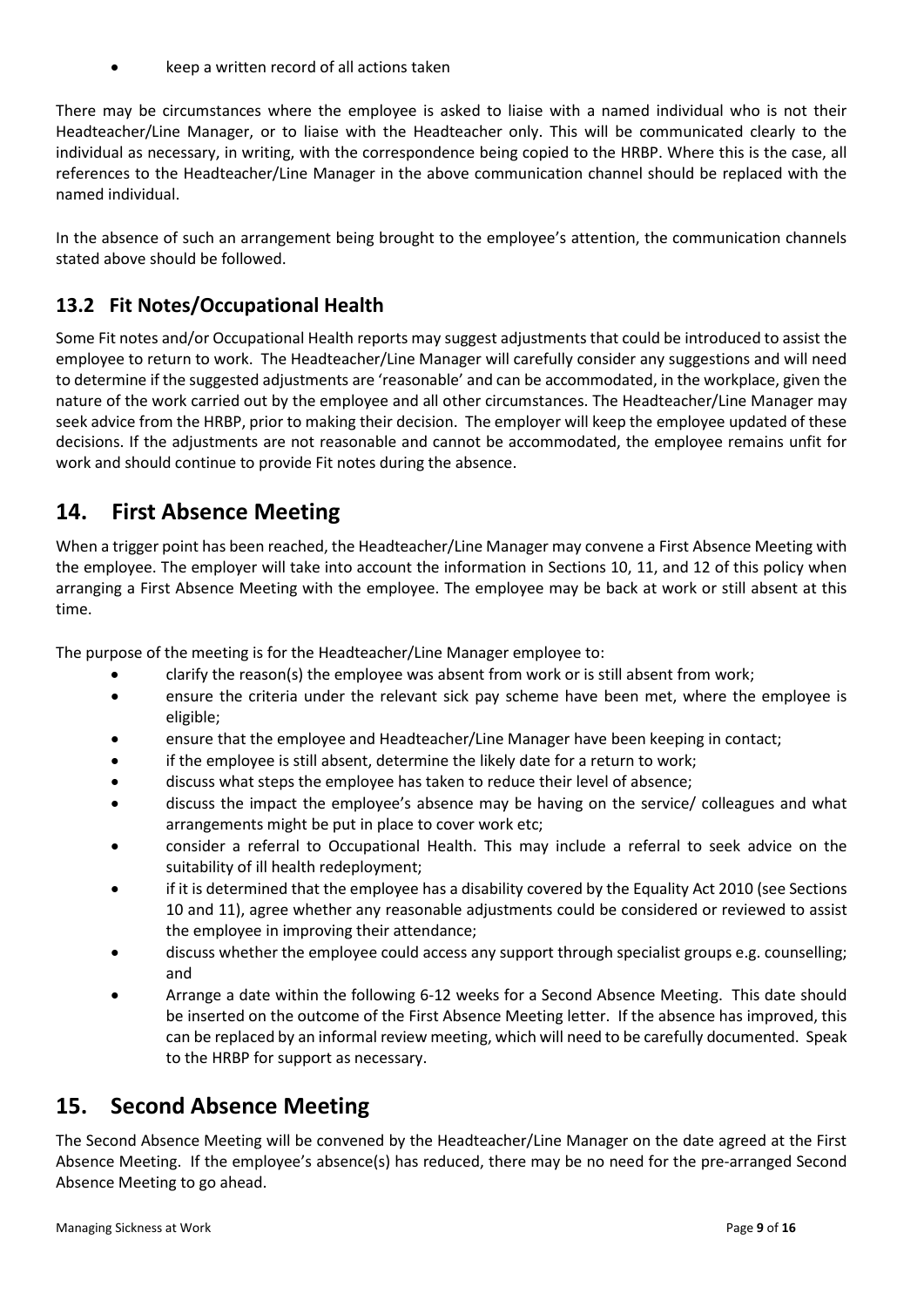- keep a written record of all actions taken

There may be circumstances where the employee is asked to liaise with a named individual who is not their Headteacher/Line Manager, or to liaise with the Headteacher only. This will be communicated clearly to the individual as necessary, in writing, with the correspondence being copied to the HRBP. Where this is the case, all references to the Headteacher/Line Manager in the above communication channel should be replaced with the named individual.

In the absence of such an arrangement being brought to the employee's attention, the communication channels stated above should be followed.

## 13.2 Fit Notes/Occupational Health

Some Fit notes and/or Occupational Health reports may suggest adjustments that could be introduced to assist the employee to return to work. The Headteacher/Line Manager will carefully consider any suggestions and will need to determine if the suggested adjustments are 'reasonable' and can be accommodated, in the workplace, given the nature of the work carried out by the employee and all other circumstances. The Headteacher/Line Manager may seek advice from the HRBP, prior to making their decision. The employer will keep the employee updated of these decisions. If the adjustments are not reasonable and cannot be accommodated, the employee remains unfit for work and should continue to provide Fit notes during the absence.

# 14. First Absence Meeting

When a trigger point has been reached, the Headteacher/Line Manager may convene a First Absence Meeting with the employee. The employer will take into account the information in Sections 10, 11, and 12 of this policy when arranging a First Absence Meeting with the employee. The employee may be back at work or still absent at this time.

The purpose of the meeting is for the Headteacher/Line Manager employee to:

- clarify the reason(s) the employee was absent from work or is still absent from work;
- ensure the criteria under the relevant sick pay scheme have been met, where the employee is eligible;
- ensure that the employee and Headteacher/Line Manager have been keeping in contact;
- if the employee is still absent, determine the likely date for a return to work;
- discuss what steps the employee has taken to reduce their level of absence;
- discuss the impact the employee's absence may be having on the service/ colleagues and what arrangements might be put in place to cover work etc;
- consider a referral to Occupational Health. This may include a referral to seek advice on the suitability of ill health redeployment;
- if it is determined that the employee has a disability covered by the Equality Act 2010 (see Sections 10 and 11), agree whether any reasonable adjustments could be considered or reviewed to assist the employee in improving their attendance;
- discuss whether the employee could access any support through specialist groups e.g. counselling; and
- Arrange a date within the following 6-12 weeks for a Second Absence Meeting. This date should be inserted on the outcome of the First Absence Meeting letter. If the absence has improved, this can be replaced by an informal review meeting, which will need to be carefully documented. Speak to the HRBP for support as necessary.

# 15. Second Absence Meeting

The Second Absence Meeting will be convened by the Headteacher/Line Manager on the date agreed at the First Absence Meeting. If the employee's absence(s) has reduced, there may be no need for the pre-arranged Second Absence Meeting to go ahead.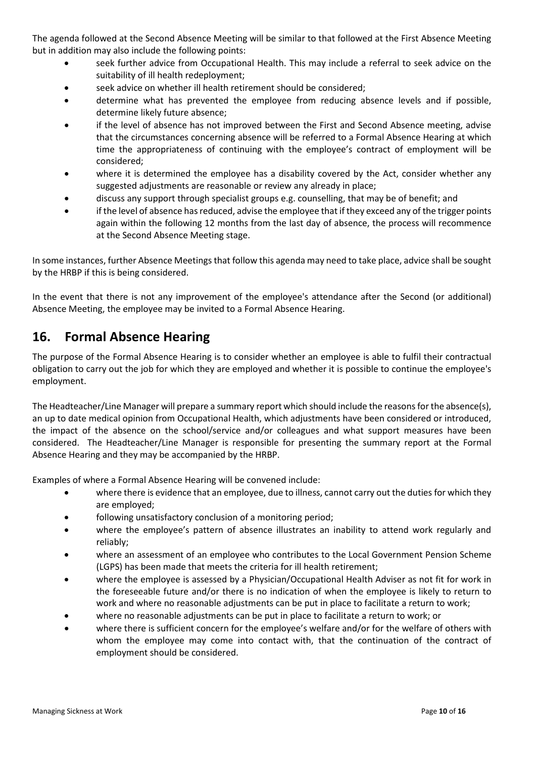The agenda followed at the Second Absence Meeting will be similar to that followed at the First Absence Meeting but in addition may also include the following points:

- seek further advice from Occupational Health. This may include a referral to seek advice on the suitability of ill health redeployment;
- seek advice on whether ill health retirement should be considered;
- determine what has prevented the employee from reducing absence levels and if possible, determine likely future absence;
- if the level of absence has not improved between the First and Second Absence meeting, advise that the circumstances concerning absence will be referred to a Formal Absence Hearing at which time the appropriateness of continuing with the employee's contract of employment will be considered;
- where it is determined the employee has a disability covered by the Act, consider whether any suggested adjustments are reasonable or review any already in place;
- discuss any support through specialist groups e.g. counselling, that may be of benefit; and
- if the level of absence has reduced, advise the employee that if they exceed any of the trigger points again within the following 12 months from the last day of absence, the process will recommence at the Second Absence Meeting stage.

In some instances, further Absence Meetings that follow this agenda may need to take place, advice shall be sought by the HRBP if this is being considered.

In the event that there is not any improvement of the employee's attendance after the Second (or additional) Absence Meeting, the employee may be invited to a Formal Absence Hearing.

## 16. Formal Absence Hearing

The purpose of the Formal Absence Hearing is to consider whether an employee is able to fulfil their contractual obligation to carry out the job for which they are employed and whether it is possible to continue the employee's employment.

The Headteacher/Line Manager will prepare a summary report which should include the reasons for the absence(s), an up to date medical opinion from Occupational Health, which adjustments have been considered or introduced, the impact of the absence on the school/service and/or colleagues and what support measures have been considered. The Headteacher/Line Manager is responsible for presenting the summary report at the Formal Absence Hearing and they may be accompanied by the HRBP.

Examples of where a Formal Absence Hearing will be convened include:

- where there is evidence that an employee, due to illness, cannot carry out the duties for which they are employed;
- following unsatisfactory conclusion of a monitoring period;
- where the employee's pattern of absence illustrates an inability to attend work regularly and reliably;
- where an assessment of an employee who contributes to the Local Government Pension Scheme (LGPS) has been made that meets the criteria for ill health retirement;
- where the employee is assessed by a Physician/Occupational Health Adviser as not fit for work in the foreseeable future and/or there is no indication of when the employee is likely to return to work and where no reasonable adjustments can be put in place to facilitate a return to work;
- where no reasonable adjustments can be put in place to facilitate a return to work; or
- where there is sufficient concern for the employee's welfare and/or for the welfare of others with whom the employee may come into contact with, that the continuation of the contract of employment should be considered.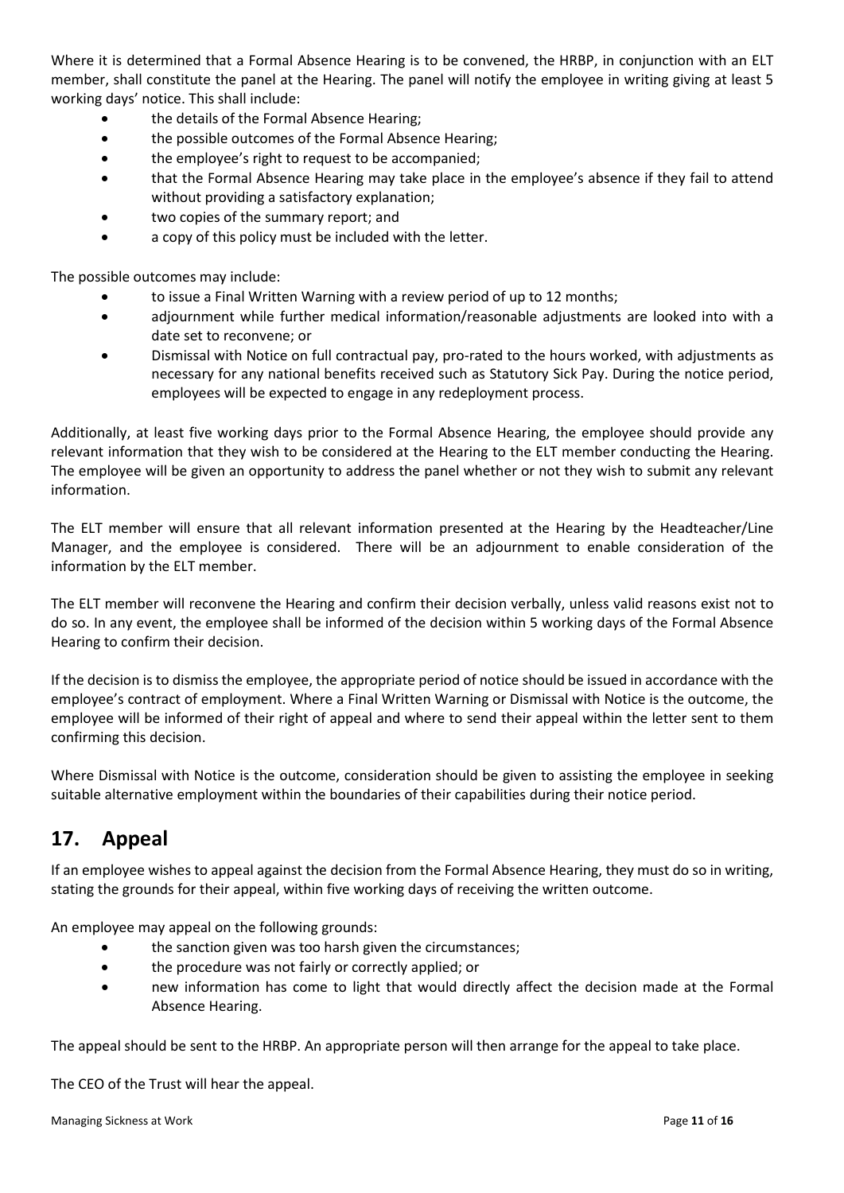Where it is determined that a Formal Absence Hearing is to be convened, the HRBP, in conjunction with an ELT member, shall constitute the panel at the Hearing. The panel will notify the employee in writing giving at least 5 working days' notice. This shall include:

- the details of the Formal Absence Hearing;
- the possible outcomes of the Formal Absence Hearing;
- the employee's right to request to be accompanied;
- that the Formal Absence Hearing may take place in the employee's absence if they fail to attend without providing a satisfactory explanation;
- two copies of the summary report; and
- a copy of this policy must be included with the letter.

The possible outcomes may include:

- to issue a Final Written Warning with a review period of up to 12 months;
- adjournment while further medical information/reasonable adjustments are looked into with a date set to reconvene; or
- Dismissal with Notice on full contractual pay, pro-rated to the hours worked, with adjustments as necessary for any national benefits received such as Statutory Sick Pay. During the notice period, employees will be expected to engage in any redeployment process.

Additionally, at least five working days prior to the Formal Absence Hearing, the employee should provide any relevant information that they wish to be considered at the Hearing to the ELT member conducting the Hearing. The employee will be given an opportunity to address the panel whether or not they wish to submit any relevant information.

The ELT member will ensure that all relevant information presented at the Hearing by the Headteacher/Line Manager, and the employee is considered. There will be an adjournment to enable consideration of the information by the ELT member.

The ELT member will reconvene the Hearing and confirm their decision verbally, unless valid reasons exist not to do so. In any event, the employee shall be informed of the decision within 5 working days of the Formal Absence Hearing to confirm their decision.

If the decision is to dismiss the employee, the appropriate period of notice should be issued in accordance with the employee's contract of employment. Where a Final Written Warning or Dismissal with Notice is the outcome, the employee will be informed of their right of appeal and where to send their appeal within the letter sent to them confirming this decision.

Where Dismissal with Notice is the outcome, consideration should be given to assisting the employee in seeking suitable alternative employment within the boundaries of their capabilities during their notice period.

## 17. Appeal

If an employee wishes to appeal against the decision from the Formal Absence Hearing, they must do so in writing, stating the grounds for their appeal, within five working days of receiving the written outcome.

An employee may appeal on the following grounds:

- the sanction given was too harsh given the circumstances;
- the procedure was not fairly or correctly applied; or
- new information has come to light that would directly affect the decision made at the Formal Absence Hearing.

The appeal should be sent to the HRBP. An appropriate person will then arrange for the appeal to take place.

The CEO of the Trust will hear the appeal.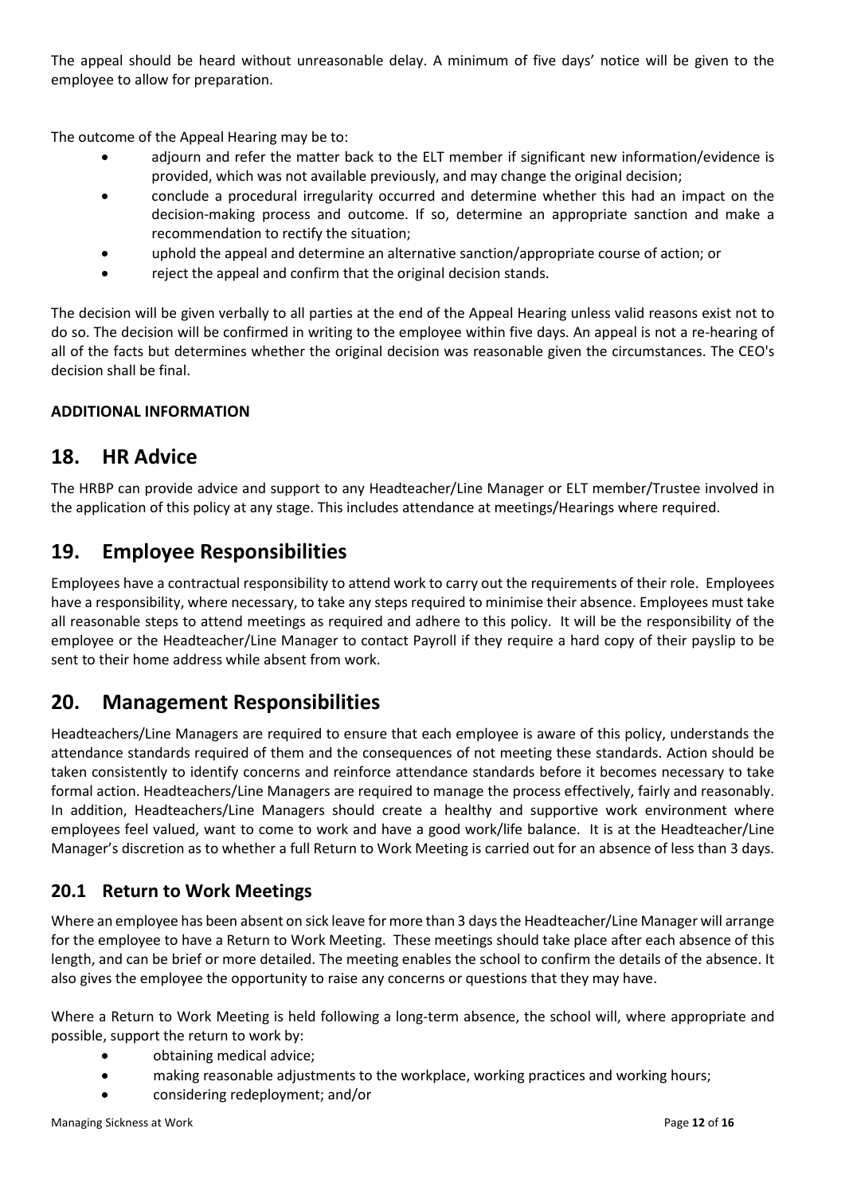The appeal should be heard without unreasonable delay. A minimum of five days' notice will be given to the employee to allow for preparation.

The outcome of the Appeal Hearing may be to:

- adjourn and refer the matter back to the ELT member if significant new information/evidence is provided, which was not available previously, and may change the original decision;
- conclude a procedural irregularity occurred and determine whether this had an impact on the decision-making process and outcome. If so, determine an appropriate sanction and make a recommendation to rectify the situation;
- uphold the appeal and determine an alternative sanction/appropriate course of action; or
- reject the appeal and confirm that the original decision stands.

The decision will be given verbally to all parties at the end of the Appeal Hearing unless valid reasons exist not to do so. The decision will be confirmed in writing to the employee within five days. An appeal is not a re-hearing of all of the facts but determines whether the original decision was reasonable given the circumstances. The CEO's decision shall be final.

**ADDITIONAL INFORMATION**

## 18. HR Advice

The HRBP can provide advice and support to any Headteacher/Line Manager or ELT member/Trustee involved in the application of this policy at any stage. This includes attendance at meetings/Hearings where required.

## 19. Employee Responsibilities

Employees have a contractual responsibility to attend work to carry out the requirements of their role. Employees have a responsibility, where necessary, to take any steps required to minimise their absence. Employees must take all reasonable steps to attend meetings as required and adhere to this policy. It will be the responsibility of the employee or the Headteacher/Line Manager to contact Payroll if they require a hard copy of their payslip to be sent to their home address while absent from work.

## 20. Management Responsibilities

Headteachers/Line Managers are required to ensure that each employee is aware of this policy, understands the attendance standards required of them and the consequences of not meeting these standards. Action should be taken consistently to identify concerns and reinforce attendance standards before it becomes necessary to take formal action. Headteachers/Line Managers are required to manage the process effectively, fairly and reasonably. In addition, Headteachers/Line Managers should create a healthy and supportive work environment where employees feel valued, want to come to work and have a good work/life balance. It is at the Headteacher/Line Manager's discretion as to whether a full Return to Work Meeting is carried out for an absence of less than 3 days.

### 20.1 Return to Work Meetings

Where an employee has been absent on sick leave for more than 3 days the Headteacher/Line Manager will arrange for the employee to have a Return to Work Meeting. These meetings should take place after each absence of this length, and can be brief or more detailed. The meeting enables the school to confirm the details of the absence. It also gives the employee the opportunity to raise any concerns or questions that they may have.

Where a Return to Work Meeting is held following a long-term absence, the school will, where appropriate and possible, support the return to work by:

- obtaining medical advice;
- making reasonable adjustments to the workplace, working practices and working hours;
- considering redeployment; and/or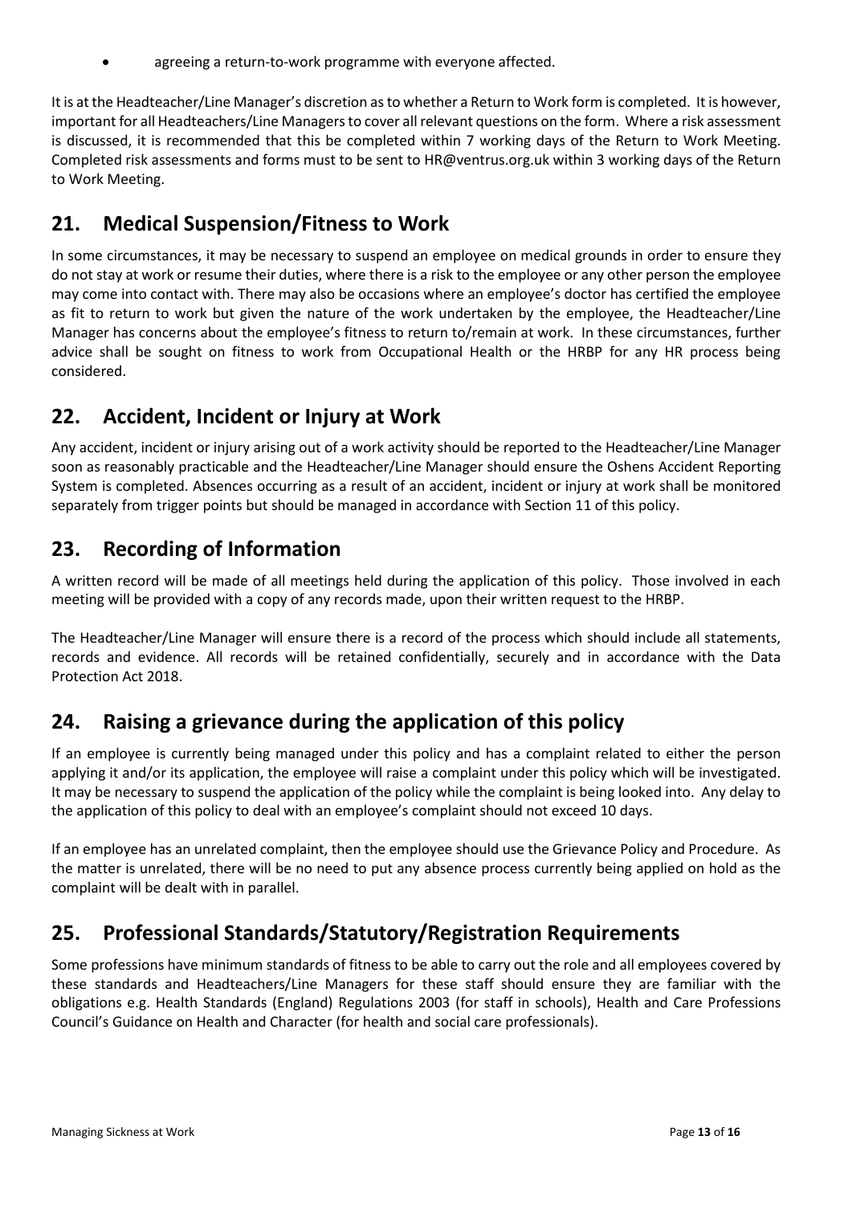- agreeing a return-to-work programme with everyone affected.

It is at the Headteacher/Line Manager's discretion as to whether a Return to Work form is completed. It is however, important for all Headteachers/Line Managers to cover all relevant questions on the form. Where a risk assessment is discussed, it is recommended that this be completed within 7 working days of the Return to Work Meeting. Completed risk assessments and forms must to be sent to HR@ventrus.org.uk within 3 working days of the Return to Work Meeting.

## 21. Medical Suspension/Fitness to Work

In some circumstances, it may be necessary to suspend an employee on medical grounds in order to ensure they do not stay at work or resume their duties, where there is a risk to the employee or any other person the employee may come into contact with. There may also be occasions where an employee's doctor has certified the employee as fit to return to work but given the nature of the work undertaken by the employee, the Headteacher/Line Manager has concerns about the employee's fitness to return to/remain at work. In these circumstances, further advice shall be sought on fitness to work from Occupational Health or the HRBP for any HR process being considered.

## 22. Accident, Incident or Injury at Work

Any accident, incident or injury arising out of a work activity should be reported to the Headteacher/Line Manager soon as reasonably practicable and the Headteacher/Line Manager should ensure the Oshens Accident Reporting System is completed. Absences occurring as a result of an accident, incident or injury at work shall be monitored separately from trigger points but should be managed in accordance with Section 11 of this policy.

## 23. Recording of Information

A written record will be made of all meetings held during the application of this policy. Those involved in each meeting will be provided with a copy of any records made, upon their written request to the HRBP.

The Headteacher/Line Manager will ensure there is a record of the process which should include all statements, records and evidence. All records will be retained confidentially, securely and in accordance with the Data Protection Act 2018.

## 24. Raising a grievance during the application of this policy

If an employee is currently being managed under this policy and has a complaint related to either the person applying it and/or its application, the employee will raise a complaint under this policy which will be investigated. It may be necessary to suspend the application of the policy while the complaint is being looked into. Any delay to the application of this policy to deal with an employee's complaint should not exceed 10 days.

If an employee has an unrelated complaint, then the employee should use the Grievance Policy and Procedure. As the matter is unrelated, there will be no need to put any absence process currently being applied on hold as the complaint will be dealt with in parallel.

## 25. Professional Standards/Statutory/Registration Requirements

Some professions have minimum standards of fitness to be able to carry out the role and all employees covered by these standards and Headteachers/Line Managers for these staff should ensure they are familiar with the obligations e.g. Health Standards (England) Regulations 2003 (for staff in schools), Health and Care Professions Council's Guidance on Health and Character (for health and social care professionals).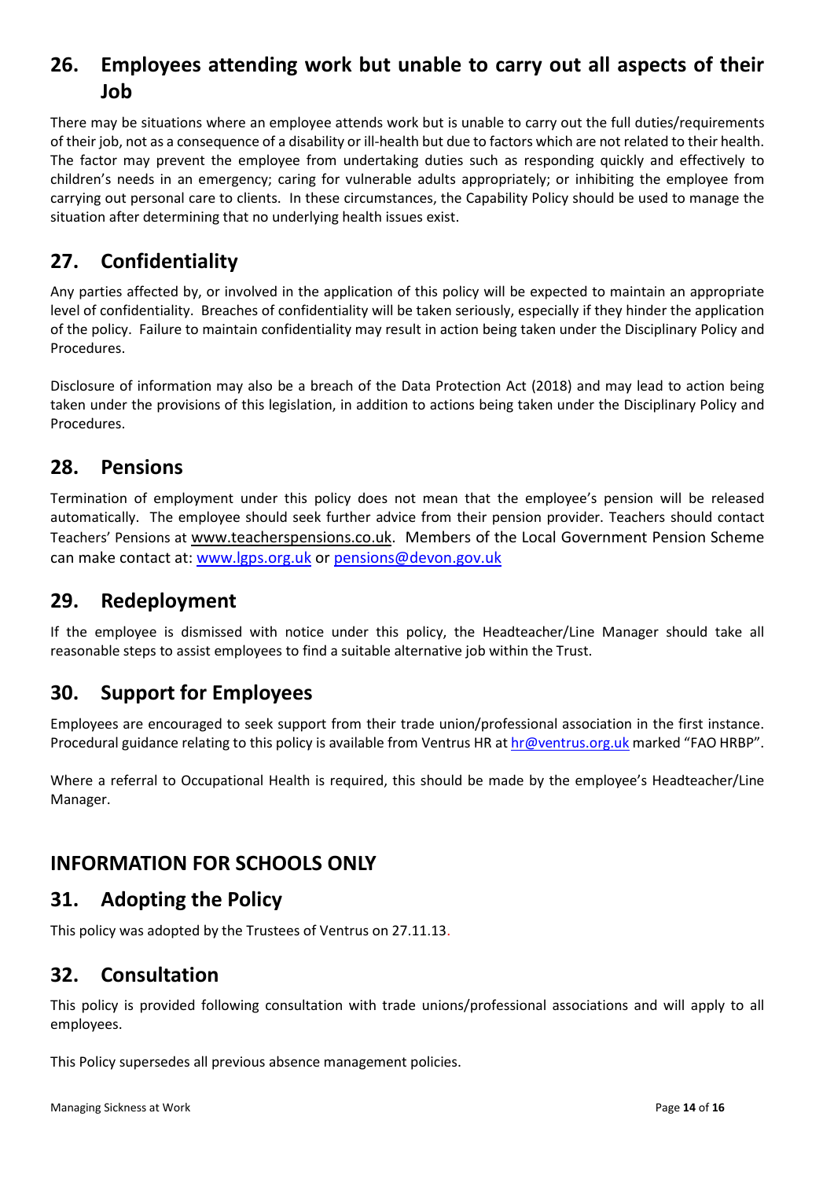## 26. Employees attending work but unable to carry out all aspects of their Job

There may be situations where an employee attends work but is unable to carry out the full duties/requirements of their job, not as a consequence of a disability or ill-health but due to factors which are not related to their health. The factor may prevent the employee from undertaking duties such as responding quickly and effectively to children's needs in an emergency; caring for vulnerable adults appropriately; or inhibiting the employee from carrying out personal care to clients. In these circumstances, the Capability Policy should be used to manage the situation after determining that no underlying health issues exist.

## 27. Confidentiality

Any parties affected by, or involved in the application of this policy will be expected to maintain an appropriate level of confidentiality. Breaches of confidentiality will be taken seriously, especially if they hinder the application of the policy. Failure to maintain confidentiality may result in action being taken under the Disciplinary Policy and Procedures.

Disclosure of information may also be a breach of the Data Protection Act (2018) and may lead to action being taken under the provisions of this legislation, in addition to actions being taken under the Disciplinary Policy and Procedures.

## 28. Pensions

Termination of employment under this policy does not mean that the employee's pension will be released automatically. The employee should seek further advice from their pension provider. Teachers should contact Teachers' Pensions at www.teacherspensions.co.uk. Members of the Local Government Pension Scheme can make contact at: www.lgps.org.uk or pensions@devon.gov.uk

## 29. Redeployment

If the employee is dismissed with notice under this policy, the Headteacher/Line Manager should take all reasonable steps to assist employees to find a suitable alternative job within the Trust.

## 30. Support for Employees

Employees are encouraged to seek support from their trade union/professional association in the first instance. Procedural guidance relating to this policy is available from Ventrus HR at hr@ventrus.org.uk marked "FAO HRBP".

Where a referral to Occupational Health is required, this should be made by the employee's Headteacher/Line Manager.

## INFORMATION FOR SCHOOLS ONLY

## 31. Adopting the Policy

This policy was adopted by the Trustees of Ventrus on 27.11.13.

## 32. Consultation

This policy is provided following consultation with trade unions/professional associations and will apply to all employees.

This Policy supersedes all previous absence management policies.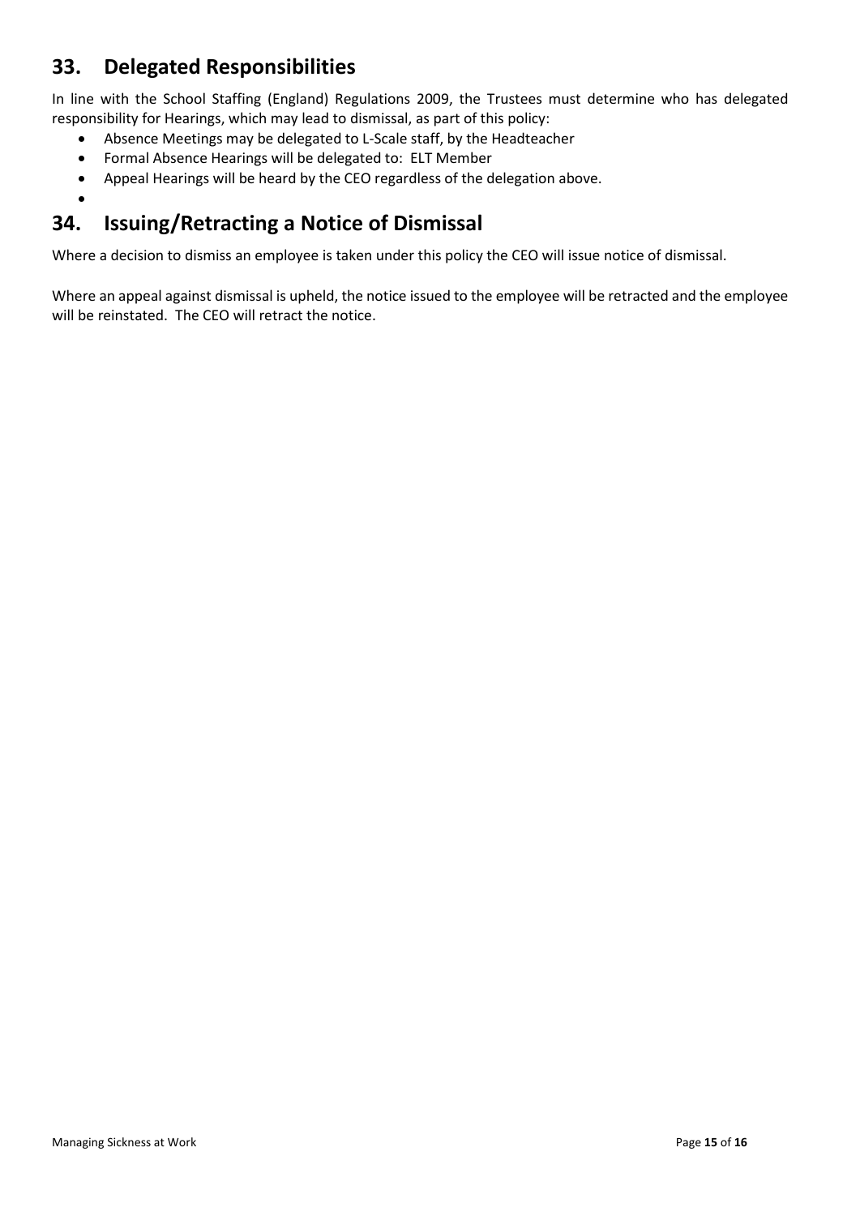## 33. Delegated Responsibilities

In line with the School Staffing (England) Regulations 2009, the Trustees must determine who has delegated responsibility for Hearings, which may lead to dismissal, as part of this policy:

- Absence Meetings may be delegated to L-Scale staff, by the Headteacher
- Formal Absence Hearings will be delegated to: ELT Member
- Appeal Hearings will be heard by the CEO regardless of the delegation above.

## 34. Issuing/Retracting a Notice of Dismissal

Where a decision to dismiss an employee is taken under this policy the CEO will issue notice of dismissal.

Where an appeal against dismissal is upheld, the notice issued to the employee will be retracted and the employee will be reinstated. The CEO will retract the notice.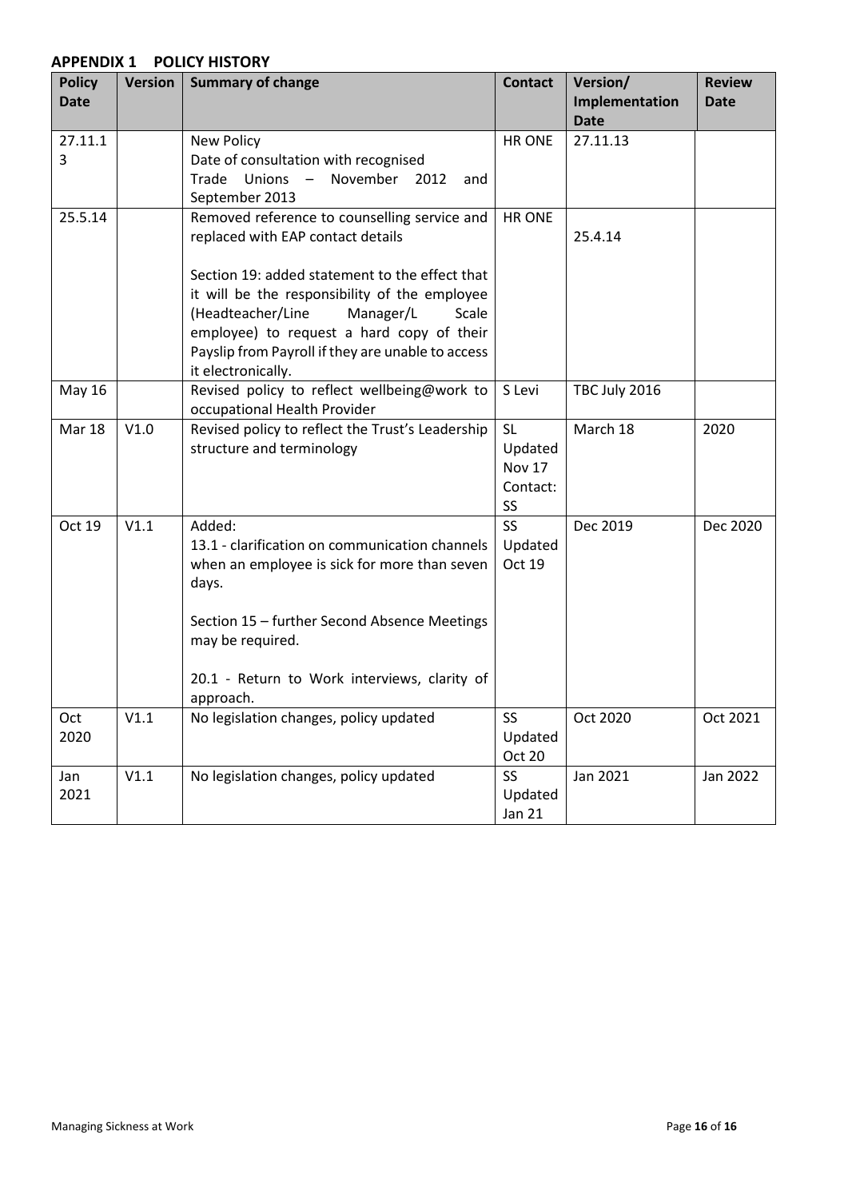## APPENDIX 1 POLICY HISTORY

| Policy Date | Version | Summary of change | Contact | Version/ Implementation Date | Review Date |
|---|---|---|---|---|---|
| 27.11.13 | | New Policy<br>Date of consultation with recognised Trade Unions – November 2012 and September 2013 | HR ONE | 27.11.13 | |
| 25.5.14 | | Removed reference to counselling service and replaced with EAP contact details<br><br>Section 19: added statement to the effect that it will be the responsibility of the employee (Headteacher/Line Manager/L Scale employee) to request a hard copy of their Payslip from Payroll if they are unable to access it electronically. | HR ONE | 25.4.14 | |
| May 16 | | Revised policy to reflect wellbeing@work to occupational Health Provider | S Levi | TBC July 2016 | |
| Mar 18 | V1.0 | Revised policy to reflect the Trust's Leadership structure and terminology | SL Updated Nov 17 Contact: SS | March 18 | 2020 |
| Oct 19 | V1.1 | Added:<br>13.1 - clarification on communication channels when an employee is sick for more than seven days.<br><br>Section 15 – further Second Absence Meetings may be required.<br><br>20.1 - Return to Work interviews, clarity of approach. | SS Updated Oct 19 | Dec 2019 | Dec 2020 |
| Oct 2020 | V1.1 | No legislation changes, policy updated | SS Updated Oct 20 | Oct 2020 | Oct 2021 |
| Jan 2021 | V1.1 | No legislation changes, policy updated | SS Updated Jan 21 | Jan 2021 | Jan 2022 |